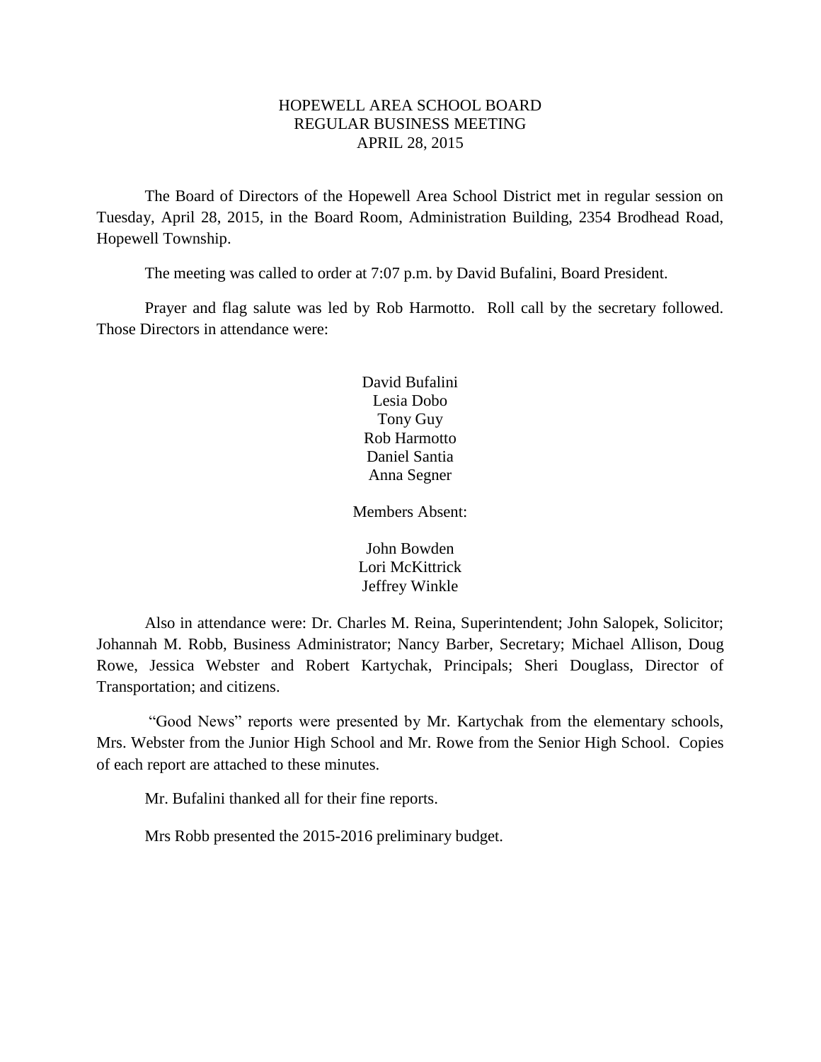# HOPEWELL AREA SCHOOL BOARD
## REGULAR BUSINESS MEETING
## APRIL 28, 2015

The Board of Directors of the Hopewell Area School District met in regular session on Tuesday, April 28, 2015, in the Board Room, Administration Building, 2354 Brodhead Road, Hopewell Township.

The meeting was called to order at 7:07 p.m. by David Bufalini, Board President.

Prayer and flag salute was led by Rob Harmotto. Roll call by the secretary followed. Those Directors in attendance were:

David Bufalini
Lesia Dobo
Tony Guy
Rob Harmotto
Daniel Santia
Anna Segner

Members Absent:

John Bowden
Lori McKittrick
Jeffrey Winkle

Also in attendance were: Dr. Charles M. Reina, Superintendent; John Salopek, Solicitor; Johannah M. Robb, Business Administrator; Nancy Barber, Secretary; Michael Allison, Doug Rowe, Jessica Webster and Robert Kartychak, Principals; Sheri Douglass, Director of Transportation; and citizens.

"Good News" reports were presented by Mr. Kartychak from the elementary schools, Mrs. Webster from the Junior High School and Mr. Rowe from the Senior High School. Copies of each report are attached to these minutes.

Mr. Bufalini thanked all for their fine reports.

Mrs Robb presented the 2015-2016 preliminary budget.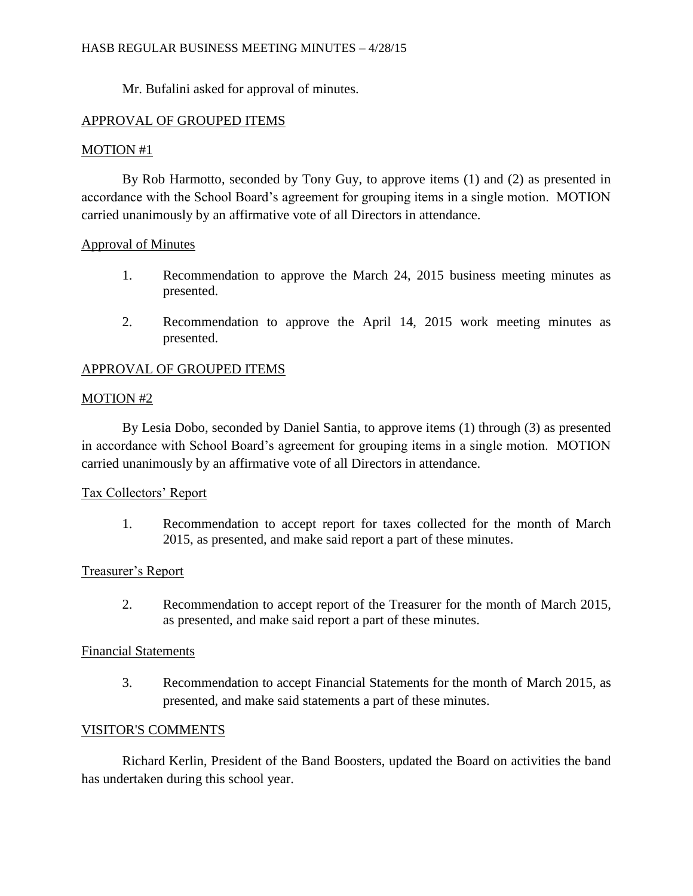Mr. Bufalini asked for approval of minutes.

APPROVAL OF GROUPED ITEMS

MOTION #1

By Rob Harmotto, seconded by Tony Guy, to approve items (1) and (2) as presented in accordance with the School Board's agreement for grouping items in a single motion. MOTION carried unanimously by an affirmative vote of all Directors in attendance.

Approval of Minutes

1. Recommendation to approve the March 24, 2015 business meeting minutes as presented.

2. Recommendation to approve the April 14, 2015 work meeting minutes as presented.

APPROVAL OF GROUPED ITEMS

MOTION #2

By Lesia Dobo, seconded by Daniel Santia, to approve items (1) through (3) as presented in accordance with School Board's agreement for grouping items in a single motion. MOTION carried unanimously by an affirmative vote of all Directors in attendance.

Tax Collectors' Report

1. Recommendation to accept report for taxes collected for the month of March 2015, as presented, and make said report a part of these minutes.

Treasurer's Report

2. Recommendation to accept report of the Treasurer for the month of March 2015, as presented, and make said report a part of these minutes.

Financial Statements

3. Recommendation to accept Financial Statements for the month of March 2015, as presented, and make said statements a part of these minutes.

VISITOR'S COMMENTS

Richard Kerlin, President of the Band Boosters, updated the Board on activities the band has undertaken during this school year.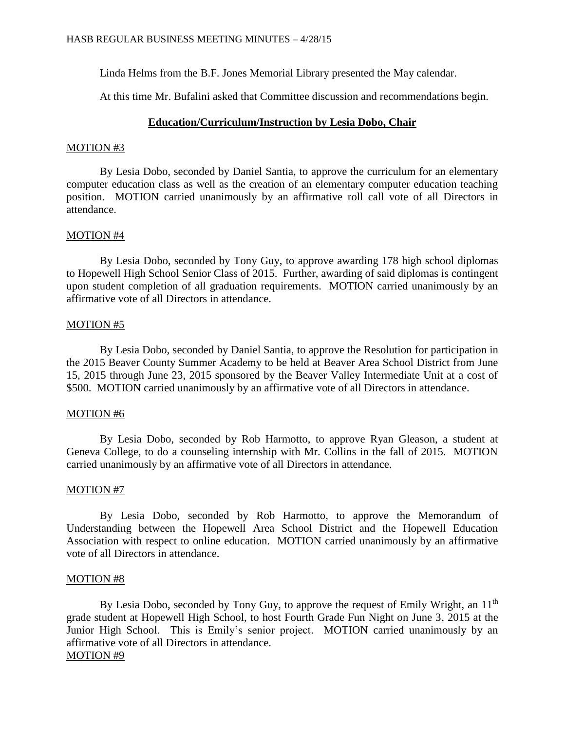Linda Helms from the B.F. Jones Memorial Library presented the May calendar.

At this time Mr. Bufalini asked that Committee discussion and recommendations begin.

## **Education/Curriculum/Instruction by Lesia Dobo, Chair**

MOTION #3

By Lesia Dobo, seconded by Daniel Santia, to approve the curriculum for an elementary computer education class as well as the creation of an elementary computer education teaching position. MOTION carried unanimously by an affirmative roll call vote of all Directors in attendance.

MOTION #4

By Lesia Dobo, seconded by Tony Guy, to approve awarding 178 high school diplomas to Hopewell High School Senior Class of 2015. Further, awarding of said diplomas is contingent upon student completion of all graduation requirements. MOTION carried unanimously by an affirmative vote of all Directors in attendance.

MOTION #5

By Lesia Dobo, seconded by Daniel Santia, to approve the Resolution for participation in the 2015 Beaver County Summer Academy to be held at Beaver Area School District from June 15, 2015 through June 23, 2015 sponsored by the Beaver Valley Intermediate Unit at a cost of $500. MOTION carried unanimously by an affirmative vote of all Directors in attendance.

MOTION #6

By Lesia Dobo, seconded by Rob Harmotto, to approve Ryan Gleason, a student at Geneva College, to do a counseling internship with Mr. Collins in the fall of 2015. MOTION carried unanimously by an affirmative vote of all Directors in attendance.

MOTION #7

By Lesia Dobo, seconded by Rob Harmotto, to approve the Memorandum of Understanding between the Hopewell Area School District and the Hopewell Education Association with respect to online education. MOTION carried unanimously by an affirmative vote of all Directors in attendance.

MOTION #8

By Lesia Dobo, seconded by Tony Guy, to approve the request of Emily Wright, an 11th grade student at Hopewell High School, to host Fourth Grade Fun Night on June 3, 2015 at the Junior High School. This is Emily's senior project. MOTION carried unanimously by an affirmative vote of all Directors in attendance.

MOTION #9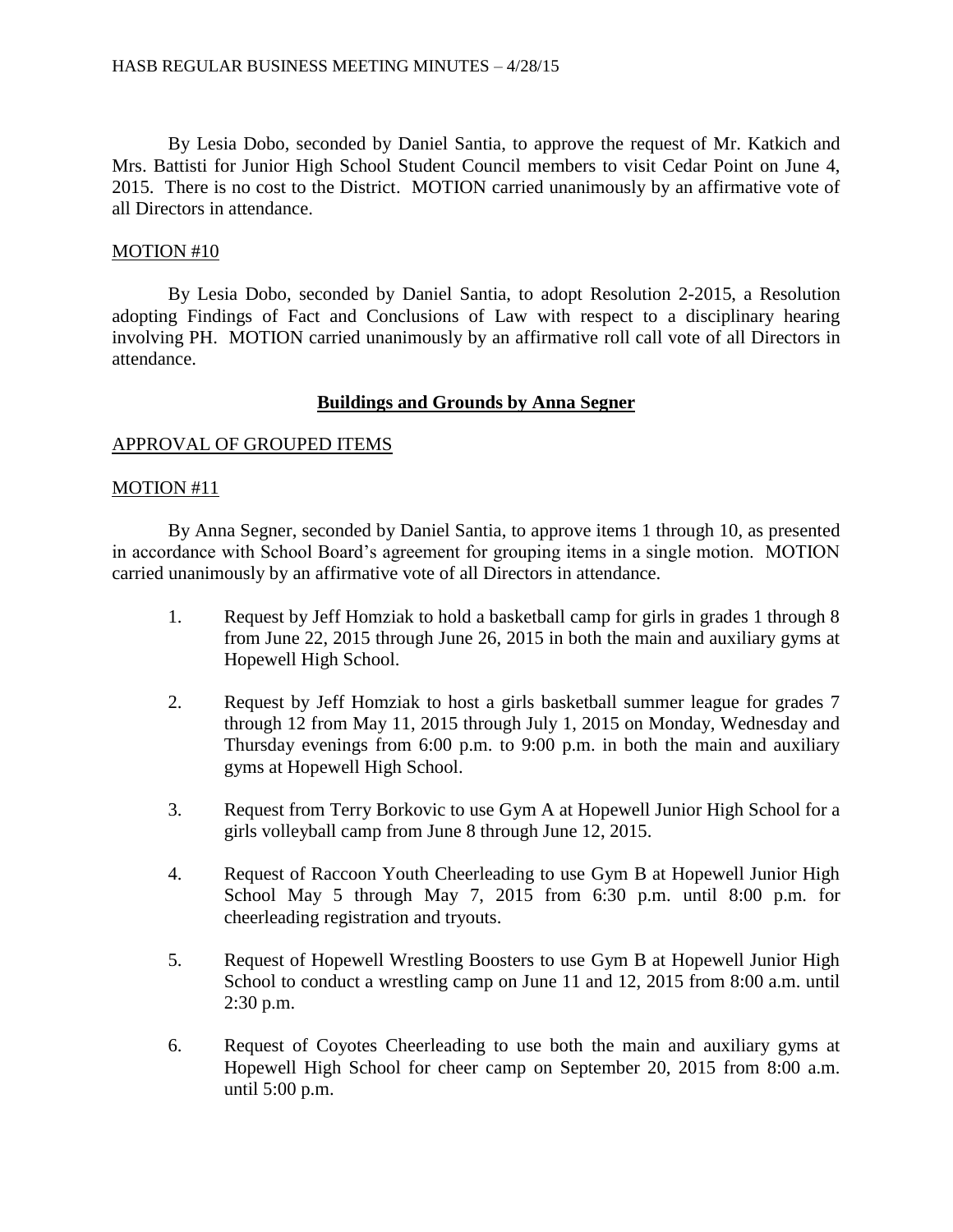By Lesia Dobo, seconded by Daniel Santia, to approve the request of Mr. Katkich and Mrs. Battisti for Junior High School Student Council members to visit Cedar Point on June 4, 2015. There is no cost to the District. MOTION carried unanimously by an affirmative vote of all Directors in attendance.

MOTION #10

By Lesia Dobo, seconded by Daniel Santia, to adopt Resolution 2-2015, a Resolution adopting Findings of Fact and Conclusions of Law with respect to a disciplinary hearing involving PH. MOTION carried unanimously by an affirmative roll call vote of all Directors in attendance.

## **Buildings and Grounds by Anna Segner**

APPROVAL OF GROUPED ITEMS

MOTION #11

By Anna Segner, seconded by Daniel Santia, to approve items 1 through 10, as presented in accordance with School Board's agreement for grouping items in a single motion. MOTION carried unanimously by an affirmative vote of all Directors in attendance.

1. Request by Jeff Homziak to hold a basketball camp for girls in grades 1 through 8 from June 22, 2015 through June 26, 2015 in both the main and auxiliary gyms at Hopewell High School.

2. Request by Jeff Homziak to host a girls basketball summer league for grades 7 through 12 from May 11, 2015 through July 1, 2015 on Monday, Wednesday and Thursday evenings from 6:00 p.m. to 9:00 p.m. in both the main and auxiliary gyms at Hopewell High School.

3. Request from Terry Borkovic to use Gym A at Hopewell Junior High School for a girls volleyball camp from June 8 through June 12, 2015.

4. Request of Raccoon Youth Cheerleading to use Gym B at Hopewell Junior High School May 5 through May 7, 2015 from 6:30 p.m. until 8:00 p.m. for cheerleading registration and tryouts.

5. Request of Hopewell Wrestling Boosters to use Gym B at Hopewell Junior High School to conduct a wrestling camp on June 11 and 12, 2015 from 8:00 a.m. until 2:30 p.m.

6. Request of Coyotes Cheerleading to use both the main and auxiliary gyms at Hopewell High School for cheer camp on September 20, 2015 from 8:00 a.m. until 5:00 p.m.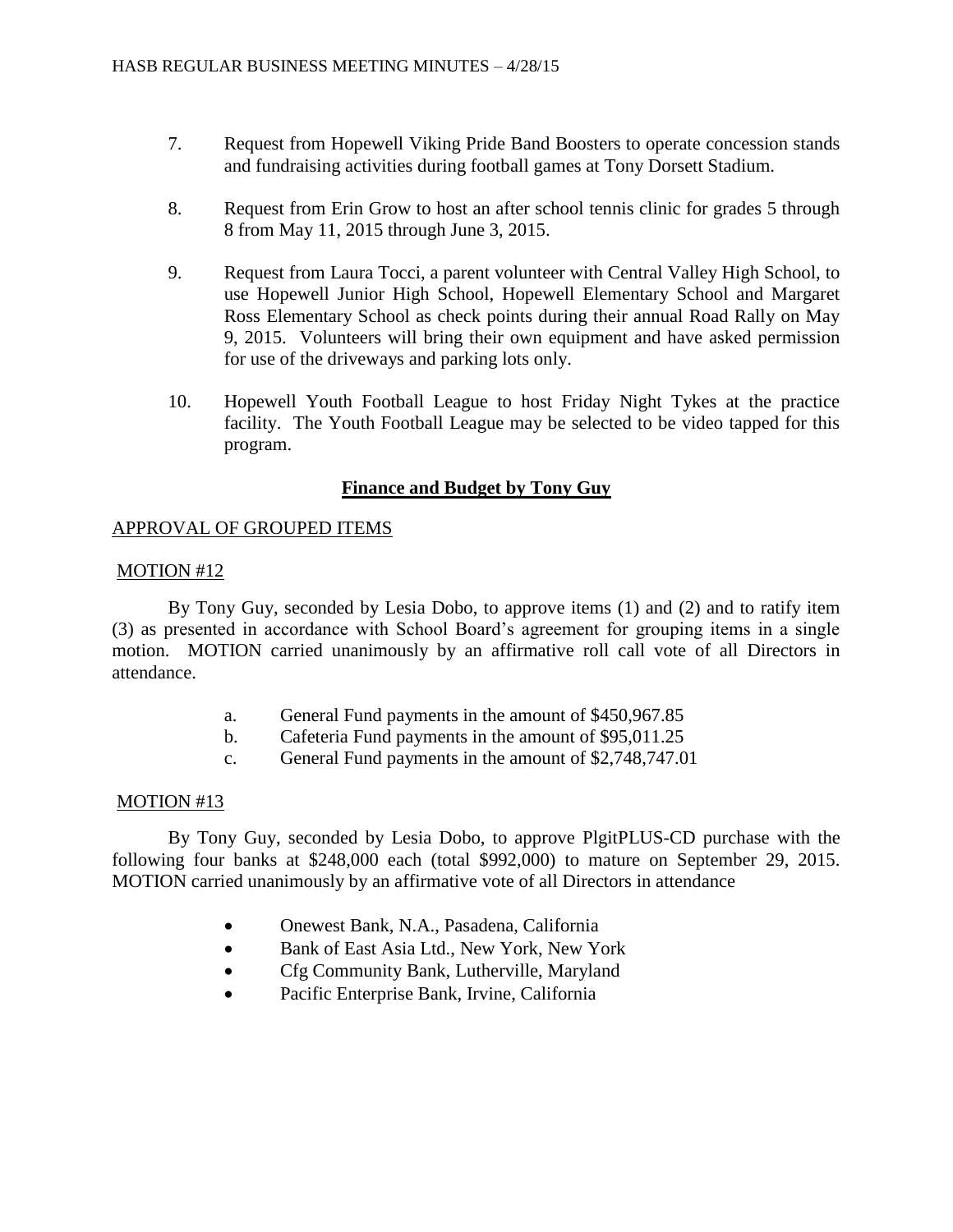7. Request from Hopewell Viking Pride Band Boosters to operate concession stands and fundraising activities during football games at Tony Dorsett Stadium.

8. Request from Erin Grow to host an after school tennis clinic for grades 5 through 8 from May 11, 2015 through June 3, 2015.

9. Request from Laura Tocci, a parent volunteer with Central Valley High School, to use Hopewell Junior High School, Hopewell Elementary School and Margaret Ross Elementary School as check points during their annual Road Rally on May 9, 2015. Volunteers will bring their own equipment and have asked permission for use of the driveways and parking lots only.

10. Hopewell Youth Football League to host Friday Night Tykes at the practice facility. The Youth Football League may be selected to be video tapped for this program.

## Finance and Budget by Tony Guy

APPROVAL OF GROUPED ITEMS

MOTION #12

By Tony Guy, seconded by Lesia Dobo, to approve items (1) and (2) and to ratify item (3) as presented in accordance with School Board's agreement for grouping items in a single motion. MOTION carried unanimously by an affirmative roll call vote of all Directors in attendance.

a. General Fund payments in the amount of $450,967.85
b. Cafeteria Fund payments in the amount of $95,011.25
c. General Fund payments in the amount of $2,748,747.01

MOTION #13

By Tony Guy, seconded by Lesia Dobo, to approve PlgitPLUS-CD purchase with the following four banks at $248,000 each (total $992,000) to mature on September 29, 2015. MOTION carried unanimously by an affirmative vote of all Directors in attendance

- Onewest Bank, N.A., Pasadena, California
- Bank of East Asia Ltd., New York, New York
- Cfg Community Bank, Lutherville, Maryland
- Pacific Enterprise Bank, Irvine, California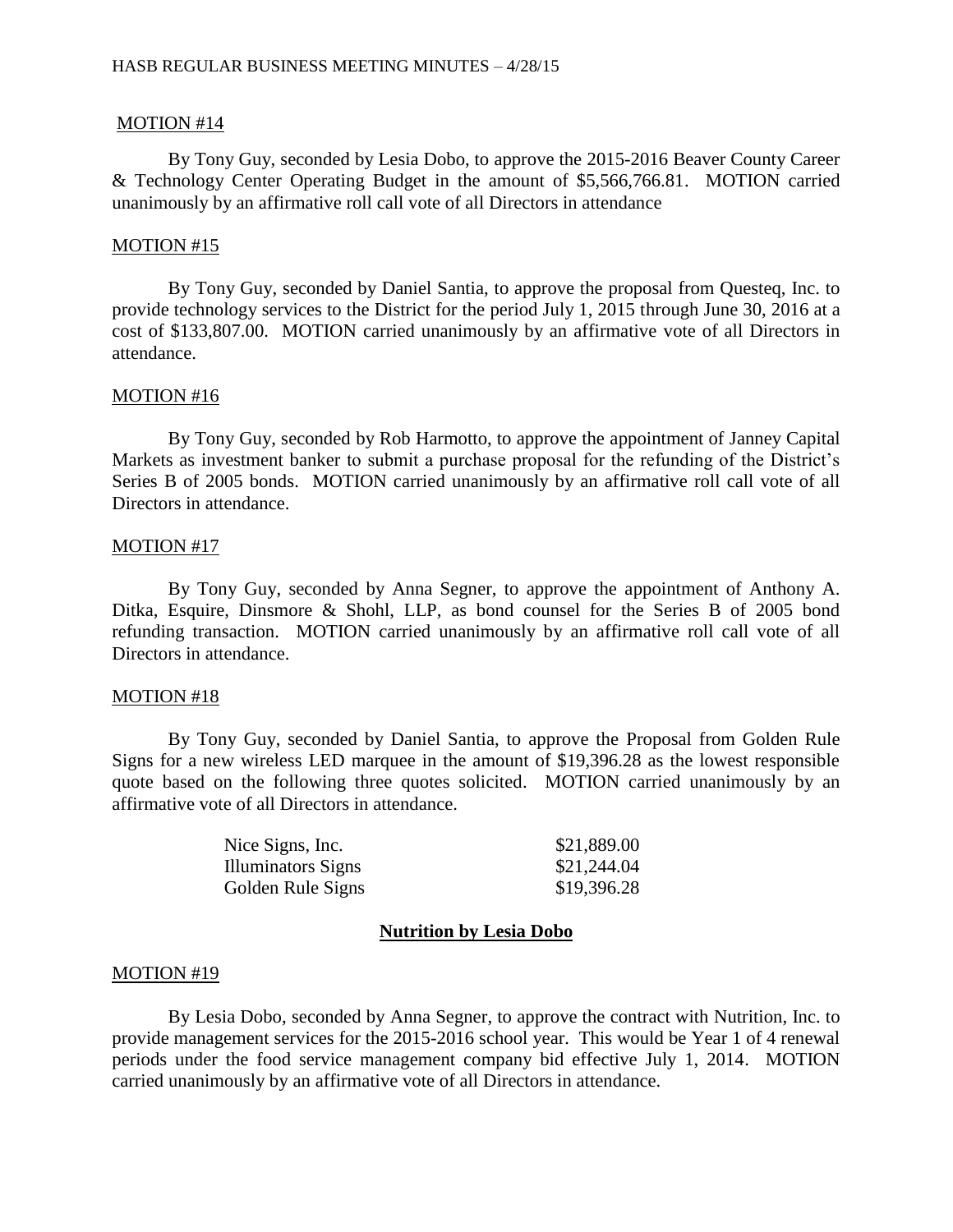MOTION #14

By Tony Guy, seconded by Lesia Dobo, to approve the 2015-2016 Beaver County Career & Technology Center Operating Budget in the amount of $5,566,766.81. MOTION carried unanimously by an affirmative roll call vote of all Directors in attendance

MOTION #15

By Tony Guy, seconded by Daniel Santia, to approve the proposal from Questeq, Inc. to provide technology services to the District for the period July 1, 2015 through June 30, 2016 at a cost of $133,807.00. MOTION carried unanimously by an affirmative vote of all Directors in attendance.

MOTION #16

By Tony Guy, seconded by Rob Harmotto, to approve the appointment of Janney Capital Markets as investment banker to submit a purchase proposal for the refunding of the District's Series B of 2005 bonds. MOTION carried unanimously by an affirmative roll call vote of all Directors in attendance.

MOTION #17

By Tony Guy, seconded by Anna Segner, to approve the appointment of Anthony A. Ditka, Esquire, Dinsmore & Shohl, LLP, as bond counsel for the Series B of 2005 bond refunding transaction. MOTION carried unanimously by an affirmative roll call vote of all Directors in attendance.

MOTION #18

By Tony Guy, seconded by Daniel Santia, to approve the Proposal from Golden Rule Signs for a new wireless LED marquee in the amount of $19,396.28 as the lowest responsible quote based on the following three quotes solicited. MOTION carried unanimously by an affirmative vote of all Directors in attendance.

| | |
|---|---|
| Nice Signs, Inc. | $21,889.00 |
| Illuminators Signs | $21,244.04 |
| Golden Rule Signs | $19,396.28 |

**Nutrition by Lesia Dobo**

MOTION #19

By Lesia Dobo, seconded by Anna Segner, to approve the contract with Nutrition, Inc. to provide management services for the 2015-2016 school year. This would be Year 1 of 4 renewal periods under the food service management company bid effective July 1, 2014. MOTION carried unanimously by an affirmative vote of all Directors in attendance.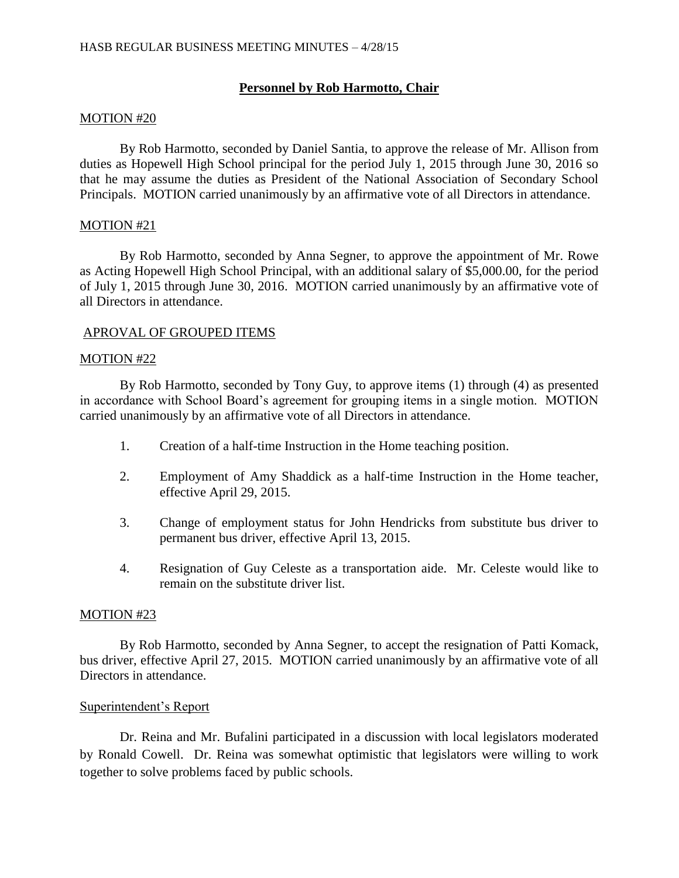## Personnel by Rob Harmotto, Chair

MOTION #20

By Rob Harmotto, seconded by Daniel Santia, to approve the release of Mr. Allison from duties as Hopewell High School principal for the period July 1, 2015 through June 30, 2016 so that he may assume the duties as President of the National Association of Secondary School Principals. MOTION carried unanimously by an affirmative vote of all Directors in attendance.

MOTION #21

By Rob Harmotto, seconded by Anna Segner, to approve the appointment of Mr. Rowe as Acting Hopewell High School Principal, with an additional salary of $5,000.00, for the period of July 1, 2015 through June 30, 2016. MOTION carried unanimously by an affirmative vote of all Directors in attendance.

APROVAL OF GROUPED ITEMS

MOTION #22

By Rob Harmotto, seconded by Tony Guy, to approve items (1) through (4) as presented in accordance with School Board's agreement for grouping items in a single motion. MOTION carried unanimously by an affirmative vote of all Directors in attendance.

1. Creation of a half-time Instruction in the Home teaching position.
2. Employment of Amy Shaddick as a half-time Instruction in the Home teacher, effective April 29, 2015.
3. Change of employment status for John Hendricks from substitute bus driver to permanent bus driver, effective April 13, 2015.
4. Resignation of Guy Celeste as a transportation aide. Mr. Celeste would like to remain on the substitute driver list.

MOTION #23

By Rob Harmotto, seconded by Anna Segner, to accept the resignation of Patti Komack, bus driver, effective April 27, 2015. MOTION carried unanimously by an affirmative vote of all Directors in attendance.

Superintendent's Report

Dr. Reina and Mr. Bufalini participated in a discussion with local legislators moderated by Ronald Cowell. Dr. Reina was somewhat optimistic that legislators were willing to work together to solve problems faced by public schools.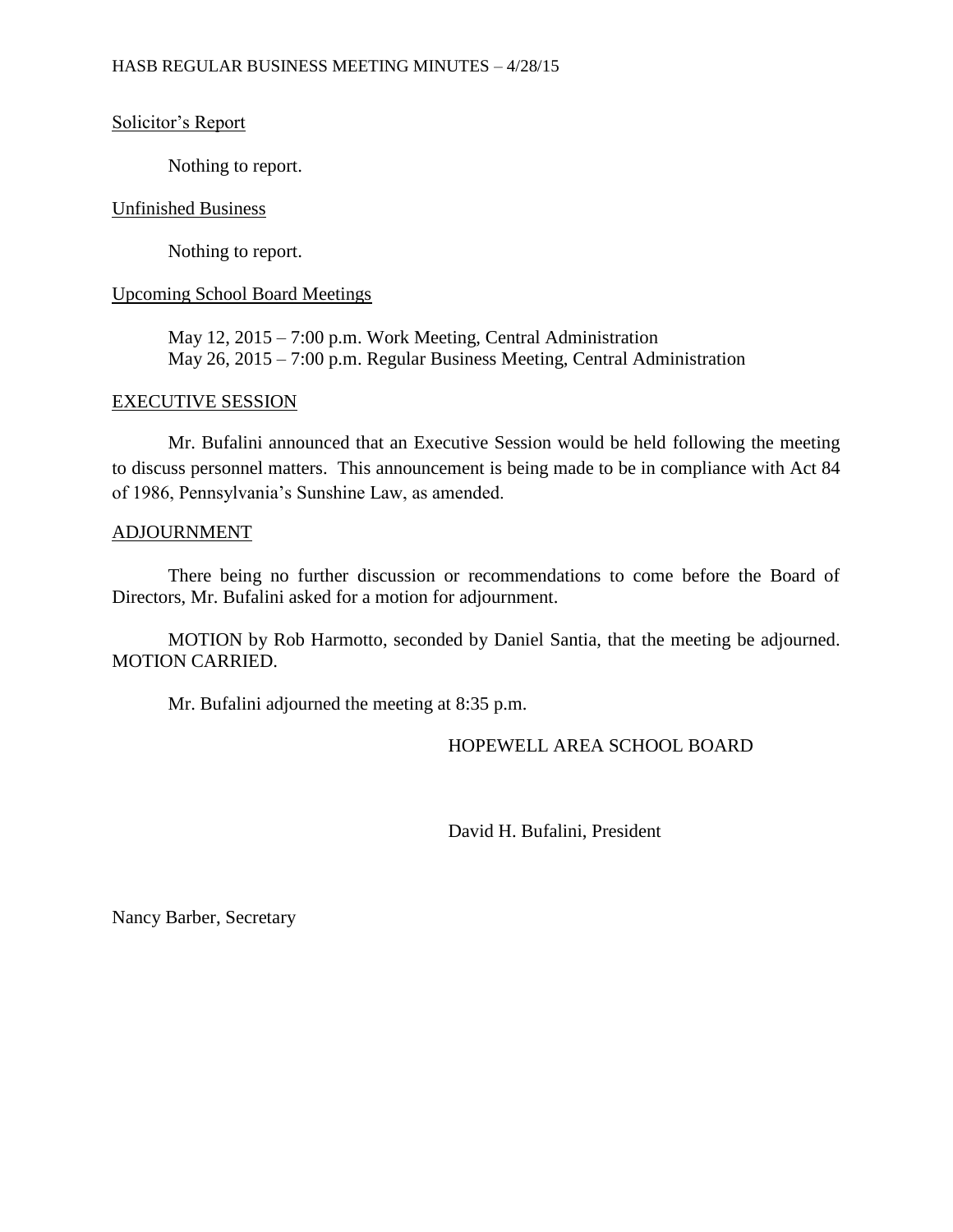Solicitor's Report

Nothing to report.

Unfinished Business

Nothing to report.

Upcoming School Board Meetings

May 12, 2015 – 7:00 p.m. Work Meeting, Central Administration
May 26, 2015 – 7:00 p.m. Regular Business Meeting, Central Administration

EXECUTIVE SESSION

Mr. Bufalini announced that an Executive Session would be held following the meeting to discuss personnel matters. This announcement is being made to be in compliance with Act 84 of 1986, Pennsylvania's Sunshine Law, as amended.

ADJOURNMENT

There being no further discussion or recommendations to come before the Board of Directors, Mr. Bufalini asked for a motion for adjournment.

MOTION by Rob Harmotto, seconded by Daniel Santia, that the meeting be adjourned. MOTION CARRIED.

Mr. Bufalini adjourned the meeting at 8:35 p.m.

HOPEWELL AREA SCHOOL BOARD

David H. Bufalini, President

Nancy Barber, Secretary